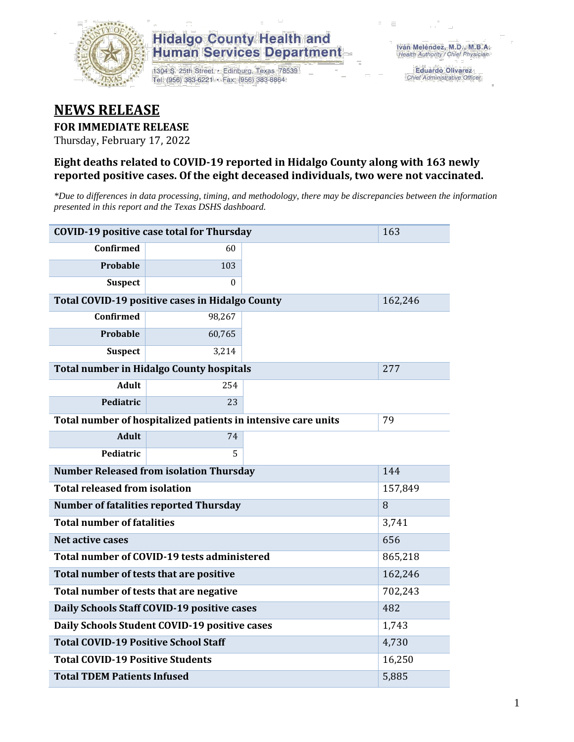Hidalgo County Health and Human Services Department

1304 S. 25th Street • Edinburg, Texas 78539
Tel: (956) 383-6221 • Fax: (956) 383-8864

Iván Meléndez, M.D., M.B.A.
*Health Authority / Chief Physician*

Eduardo Olivarez
*Chief Administrative Officer*

# NEWS RELEASE

**FOR IMMEDIATE RELEASE**

Thursday, February 17, 2022

### Eight deaths related to COVID-19 reported in Hidalgo County along with 163 newly reported positive cases. Of the eight deceased individuals, two were not vaccinated.

*\*Due to differences in data processing, timing, and methodology, there may be discrepancies between the information presented in this report and the Texas DSHS dashboard.*

| | | | |
|---|---|---|---|
| **COVID-19 positive case total for Thursday** | | | 163 |
| **Confirmed** | 60 | | |
| **Probable** | 103 | | |
| **Suspect** | 0 | | |
| **Total COVID-19 positive cases in Hidalgo County** | | | 162,246 |
| **Confirmed** | 98,267 | | |
| **Probable** | 60,765 | | |
| **Suspect** | 3,214 | | |
| **Total number in Hidalgo County hospitals** | | | 277 |
| **Adult** | 254 | | |
| **Pediatric** | 23 | | |
| **Total number of hospitalized patients in intensive care units** | | | 79 |
| **Adult** | 74 | | |
| **Pediatric** | 5 | | |
| **Number Released from isolation Thursday** | | | 144 |
| **Total released from isolation** | | | 157,849 |
| **Number of fatalities reported Thursday** | | | 8 |
| **Total number of fatalities** | | | 3,741 |
| **Net active cases** | | | 656 |
| **Total number of COVID-19 tests administered** | | | 865,218 |
| **Total number of tests that are positive** | | | 162,246 |
| **Total number of tests that are negative** | | | 702,243 |
| **Daily Schools Staff COVID-19 positive cases** | | | 482 |
| **Daily Schools Student COVID-19 positive cases** | | | 1,743 |
| **Total COVID-19 Positive School Staff** | | | 4,730 |
| **Total COVID-19 Positive Students** | | | 16,250 |
| **Total TDEM Patients Infused** | | | 5,885 |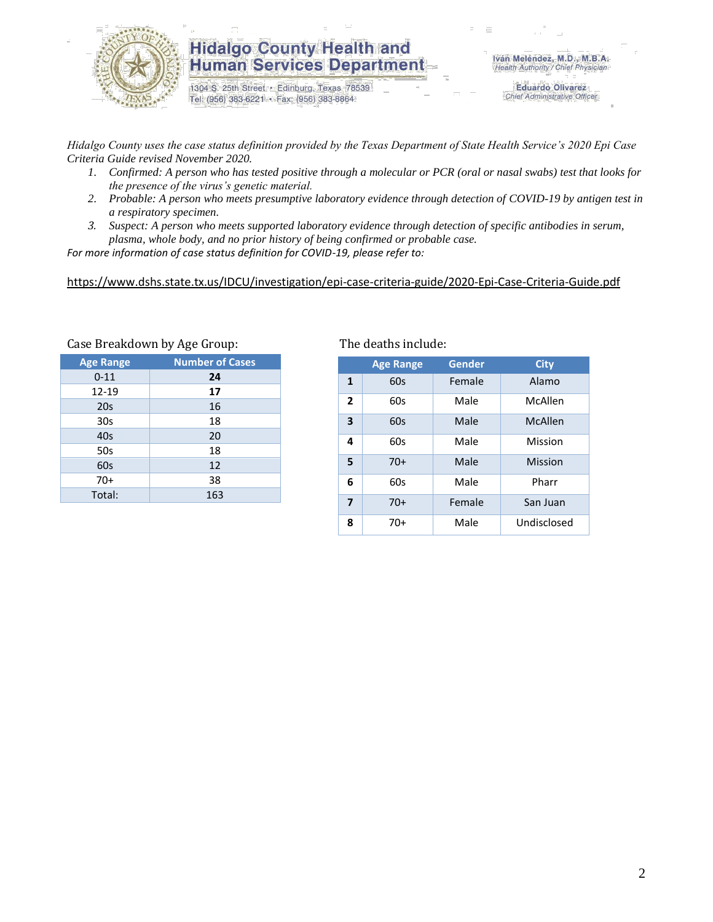# Hidalgo County Health and Human Services Department

1304 S. 25th Street • Edinburg, Texas 78539
Tel: (956) 383-6221 • Fax: (956) 383-8864

Iván Meléndez, M.D., M.B.A.
*Health Authority / Chief Physician*

Eduardo Olivarez
*Chief Administrative Officer*

*Hidalgo County uses the case status definition provided by the Texas Department of State Health Service's 2020 Epi Case Criteria Guide revised November 2020.*

1. *Confirmed: A person who has tested positive through a molecular or PCR (oral or nasal swabs) test that looks for the presence of the virus's genetic material.*
2. *Probable: A person who meets presumptive laboratory evidence through detection of COVID-19 by antigen test in a respiratory specimen.*
3. *Suspect: A person who meets supported laboratory evidence through detection of specific antibodies in serum, plasma, whole body, and no prior history of being confirmed or probable case.*

*For more information of case status definition for COVID-19, please refer to:*

https://www.dshs.state.tx.us/IDCU/investigation/epi-case-criteria-guide/2020-Epi-Case-Criteria-Guide.pdf

Case Breakdown by Age Group:

| Age Range | Number of Cases |
|---|---|
| 0-11 | **24** |
| 12-19 | **17** |
| 20s | 16 |
| 30s | 18 |
| 40s | 20 |
| 50s | 18 |
| 60s | 12 |
| 70+ | 38 |
| Total: | 163 |

The deaths include:

| | Age Range | Gender | City |
|---|---|---|---|
| **1** | 60s | Female | Alamo |
| **2** | 60s | Male | McAllen |
| **3** | 60s | Male | McAllen |
| **4** | 60s | Male | Mission |
| **5** | 70+ | Male | Mission |
| **6** | 60s | Male | Pharr |
| **7** | 70+ | Female | San Juan |
| **8** | 70+ | Male | Undisclosed |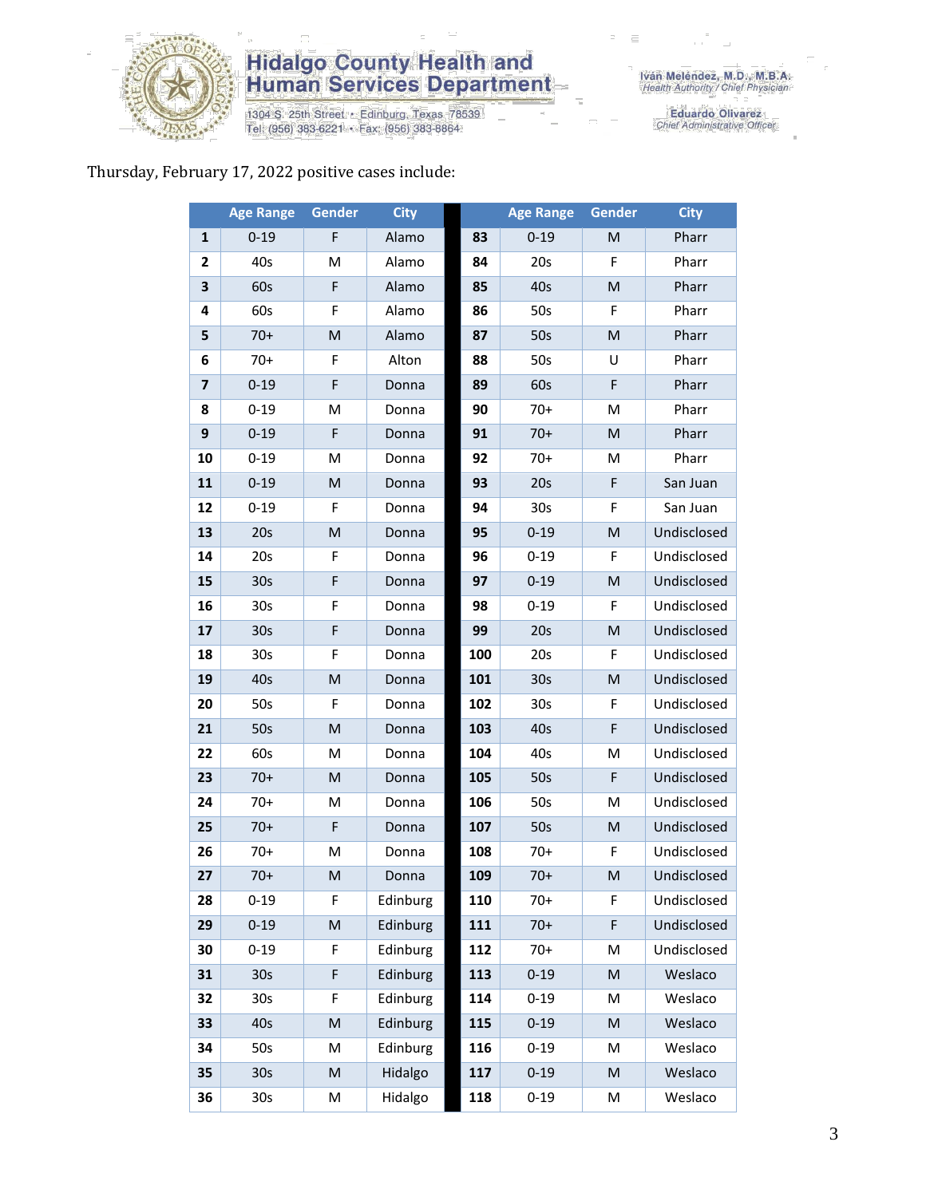# Hidalgo County Health and Human Services Department

1304 S. 25th Street • Edinburg, Texas 78539
Tel: (956) 383-6221 • Fax: (956) 383-8864

Iván Meléndez, M.D., M.B.A.
*Health Authority / Chief Physician*

Eduardo Olivarez
*Chief Administrative Officer*

Thursday, February 17, 2022 positive cases include:

| | Age Range | Gender | City | | Age Range | Gender | City |
|---|---|---|---|---|---|---|---|
| **1** | 0-19 | F | Alamo | **83** | 0-19 | M | Pharr |
| **2** | 40s | M | Alamo | **84** | 20s | F | Pharr |
| **3** | 60s | F | Alamo | **85** | 40s | M | Pharr |
| **4** | 60s | F | Alamo | **86** | 50s | F | Pharr |
| **5** | 70+ | M | Alamo | **87** | 50s | M | Pharr |
| **6** | 70+ | F | Alton | **88** | 50s | U | Pharr |
| **7** | 0-19 | F | Donna | **89** | 60s | F | Pharr |
| **8** | 0-19 | M | Donna | **90** | 70+ | M | Pharr |
| **9** | 0-19 | F | Donna | **91** | 70+ | M | Pharr |
| **10** | 0-19 | M | Donna | **92** | 70+ | M | Pharr |
| **11** | 0-19 | M | Donna | **93** | 20s | F | San Juan |
| **12** | 0-19 | F | Donna | **94** | 30s | F | San Juan |
| **13** | 20s | M | Donna | **95** | 0-19 | M | Undisclosed |
| **14** | 20s | F | Donna | **96** | 0-19 | F | Undisclosed |
| **15** | 30s | F | Donna | **97** | 0-19 | M | Undisclosed |
| **16** | 30s | F | Donna | **98** | 0-19 | F | Undisclosed |
| **17** | 30s | F | Donna | **99** | 20s | M | Undisclosed |
| **18** | 30s | F | Donna | **100** | 20s | F | Undisclosed |
| **19** | 40s | M | Donna | **101** | 30s | M | Undisclosed |
| **20** | 50s | F | Donna | **102** | 30s | F | Undisclosed |
| **21** | 50s | M | Donna | **103** | 40s | F | Undisclosed |
| **22** | 60s | M | Donna | **104** | 40s | M | Undisclosed |
| **23** | 70+ | M | Donna | **105** | 50s | F | Undisclosed |
| **24** | 70+ | M | Donna | **106** | 50s | M | Undisclosed |
| **25** | 70+ | F | Donna | **107** | 50s | M | Undisclosed |
| **26** | 70+ | M | Donna | **108** | 70+ | F | Undisclosed |
| **27** | 70+ | M | Donna | **109** | 70+ | M | Undisclosed |
| **28** | 0-19 | F | Edinburg | **110** | 70+ | F | Undisclosed |
| **29** | 0-19 | M | Edinburg | **111** | 70+ | F | Undisclosed |
| **30** | 0-19 | F | Edinburg | **112** | 70+ | M | Undisclosed |
| **31** | 30s | F | Edinburg | **113** | 0-19 | M | Weslaco |
| **32** | 30s | F | Edinburg | **114** | 0-19 | M | Weslaco |
| **33** | 40s | M | Edinburg | **115** | 0-19 | M | Weslaco |
| **34** | 50s | M | Edinburg | **116** | 0-19 | M | Weslaco |
| **35** | 30s | M | Hidalgo | **117** | 0-19 | M | Weslaco |
| **36** | 30s | M | Hidalgo | **118** | 0-19 | M | Weslaco |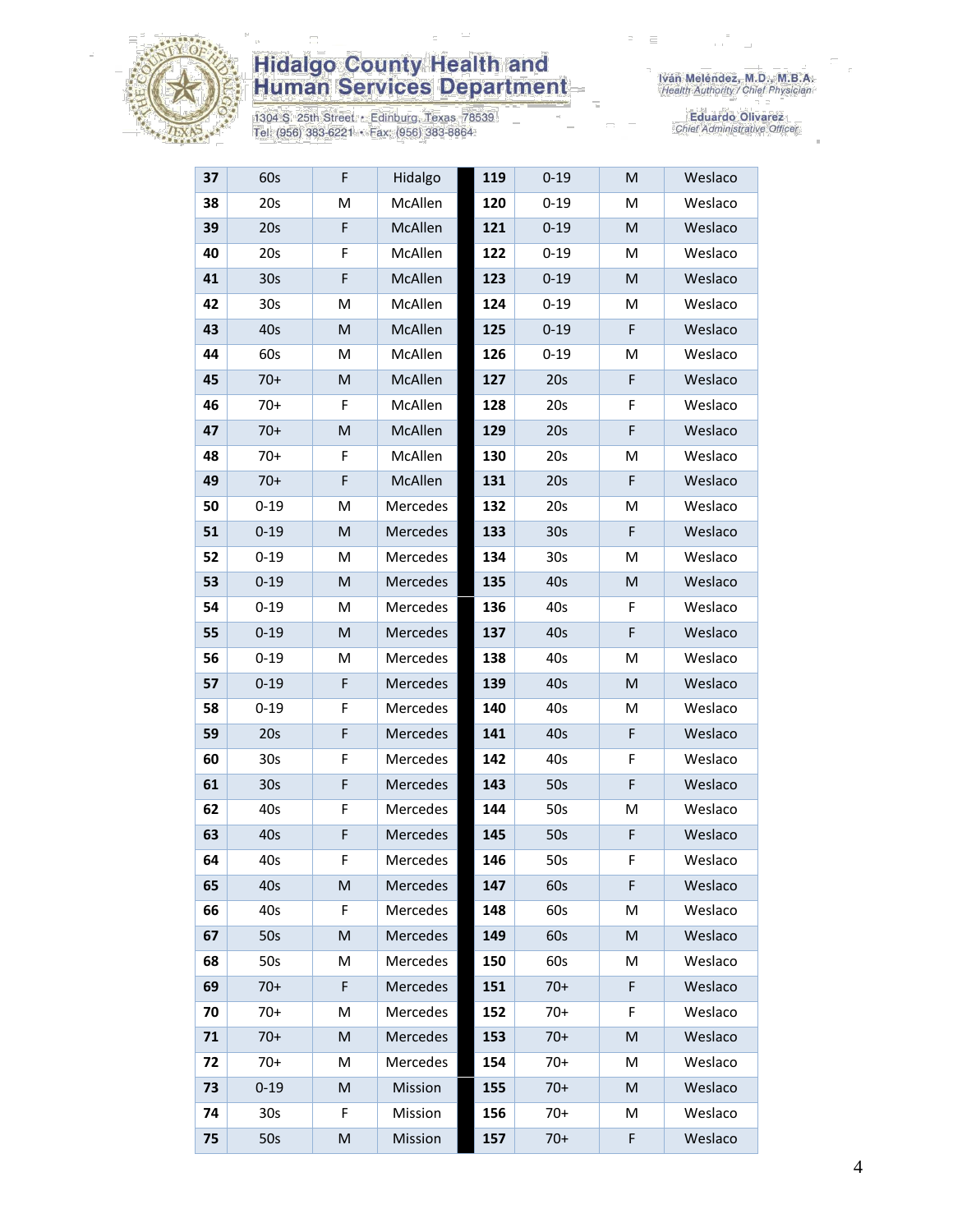| 37 | 60s | F | Hidalgo | 119 | 0-19 | M | Weslaco |
|---|---|---|---|---|---|---|---|
| 38 | 20s | M | McAllen | 120 | 0-19 | M | Weslaco |
| 39 | 20s | F | McAllen | 121 | 0-19 | M | Weslaco |
| 40 | 20s | F | McAllen | 122 | 0-19 | M | Weslaco |
| 41 | 30s | F | McAllen | 123 | 0-19 | M | Weslaco |
| 42 | 30s | M | McAllen | 124 | 0-19 | M | Weslaco |
| 43 | 40s | M | McAllen | 125 | 0-19 | F | Weslaco |
| 44 | 60s | M | McAllen | 126 | 0-19 | M | Weslaco |
| 45 | 70+ | M | McAllen | 127 | 20s | F | Weslaco |
| 46 | 70+ | F | McAllen | 128 | 20s | F | Weslaco |
| 47 | 70+ | M | McAllen | 129 | 20s | F | Weslaco |
| 48 | 70+ | F | McAllen | 130 | 20s | M | Weslaco |
| 49 | 70+ | F | McAllen | 131 | 20s | F | Weslaco |
| 50 | 0-19 | M | Mercedes | 132 | 20s | M | Weslaco |
| 51 | 0-19 | M | Mercedes | 133 | 30s | F | Weslaco |
| 52 | 0-19 | M | Mercedes | 134 | 30s | M | Weslaco |
| 53 | 0-19 | M | Mercedes | 135 | 40s | M | Weslaco |
| 54 | 0-19 | M | Mercedes | 136 | 40s | F | Weslaco |
| 55 | 0-19 | M | Mercedes | 137 | 40s | F | Weslaco |
| 56 | 0-19 | M | Mercedes | 138 | 40s | M | Weslaco |
| 57 | 0-19 | F | Mercedes | 139 | 40s | M | Weslaco |
| 58 | 0-19 | F | Mercedes | 140 | 40s | M | Weslaco |
| 59 | 20s | F | Mercedes | 141 | 40s | F | Weslaco |
| 60 | 30s | F | Mercedes | 142 | 40s | F | Weslaco |
| 61 | 30s | F | Mercedes | 143 | 50s | F | Weslaco |
| 62 | 40s | F | Mercedes | 144 | 50s | M | Weslaco |
| 63 | 40s | F | Mercedes | 145 | 50s | F | Weslaco |
| 64 | 40s | F | Mercedes | 146 | 50s | F | Weslaco |
| 65 | 40s | M | Mercedes | 147 | 60s | F | Weslaco |
| 66 | 40s | F | Mercedes | 148 | 60s | M | Weslaco |
| 67 | 50s | M | Mercedes | 149 | 60s | M | Weslaco |
| 68 | 50s | M | Mercedes | 150 | 60s | M | Weslaco |
| 69 | 70+ | F | Mercedes | 151 | 70+ | F | Weslaco |
| 70 | 70+ | M | Mercedes | 152 | 70+ | F | Weslaco |
| 71 | 70+ | M | Mercedes | 153 | 70+ | M | Weslaco |
| 72 | 70+ | M | Mercedes | 154 | 70+ | M | Weslaco |
| 73 | 0-19 | M | Mission | 155 | 70+ | M | Weslaco |
| 74 | 30s | F | Mission | 156 | 70+ | M | Weslaco |
| 75 | 50s | M | Mission | 157 | 70+ | F | Weslaco |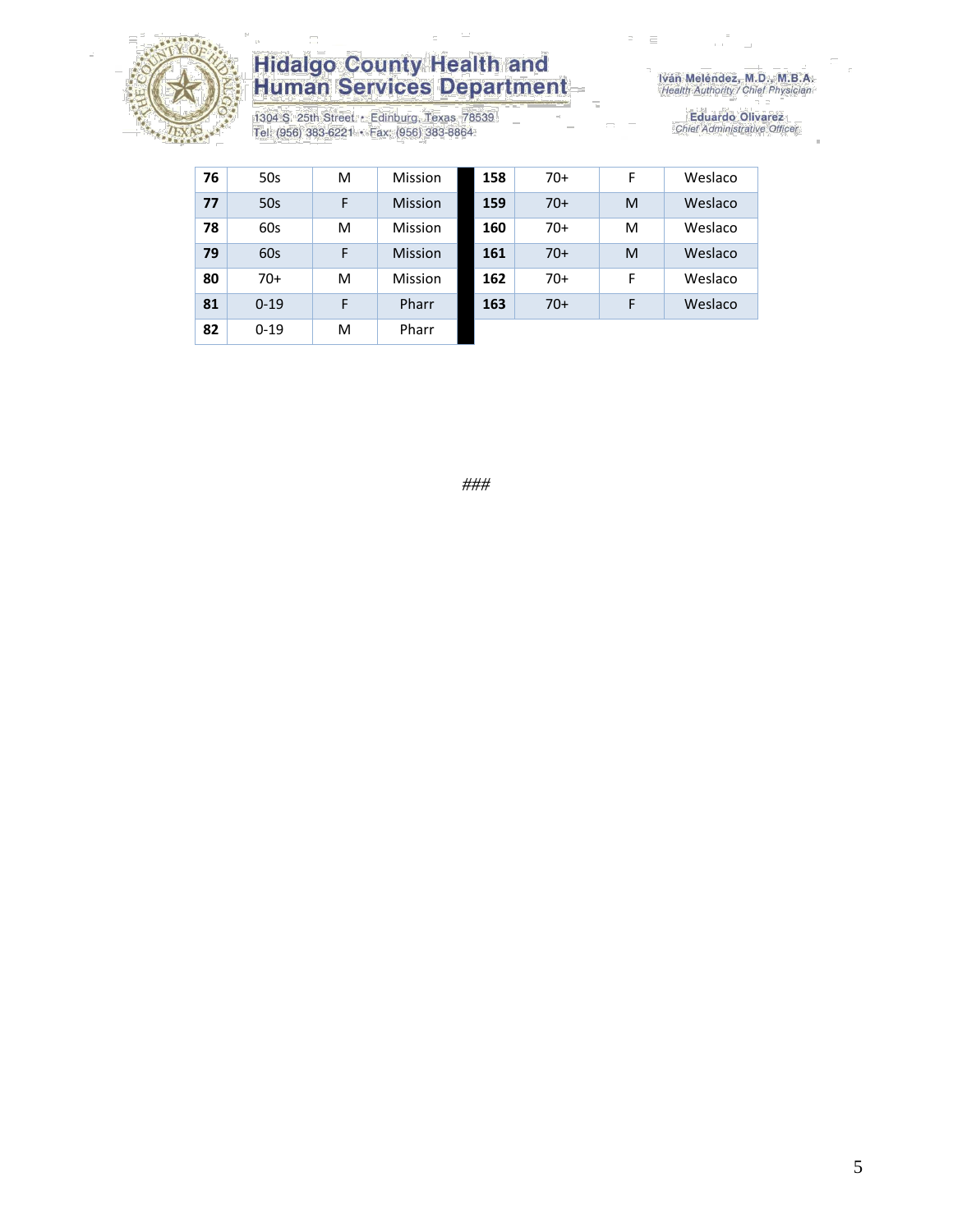| | | | |
|---|---|---|---|
| **76** | 50s | M | Mission |
| **77** | 50s | F | Mission |
| **78** | 60s | M | Mission |
| **79** | 60s | F | Mission |
| **80** | 70+ | M | Mission |
| **81** | 0-19 | F | Pharr |
| **82** | 0-19 | M | Pharr |
| **158** | 70+ | F | Weslaco |
| **159** | 70+ | M | Weslaco |
| **160** | 70+ | M | Weslaco |
| **161** | 70+ | M | Weslaco |
| **162** | 70+ | F | Weslaco |
| **163** | 70+ | F | Weslaco |

###